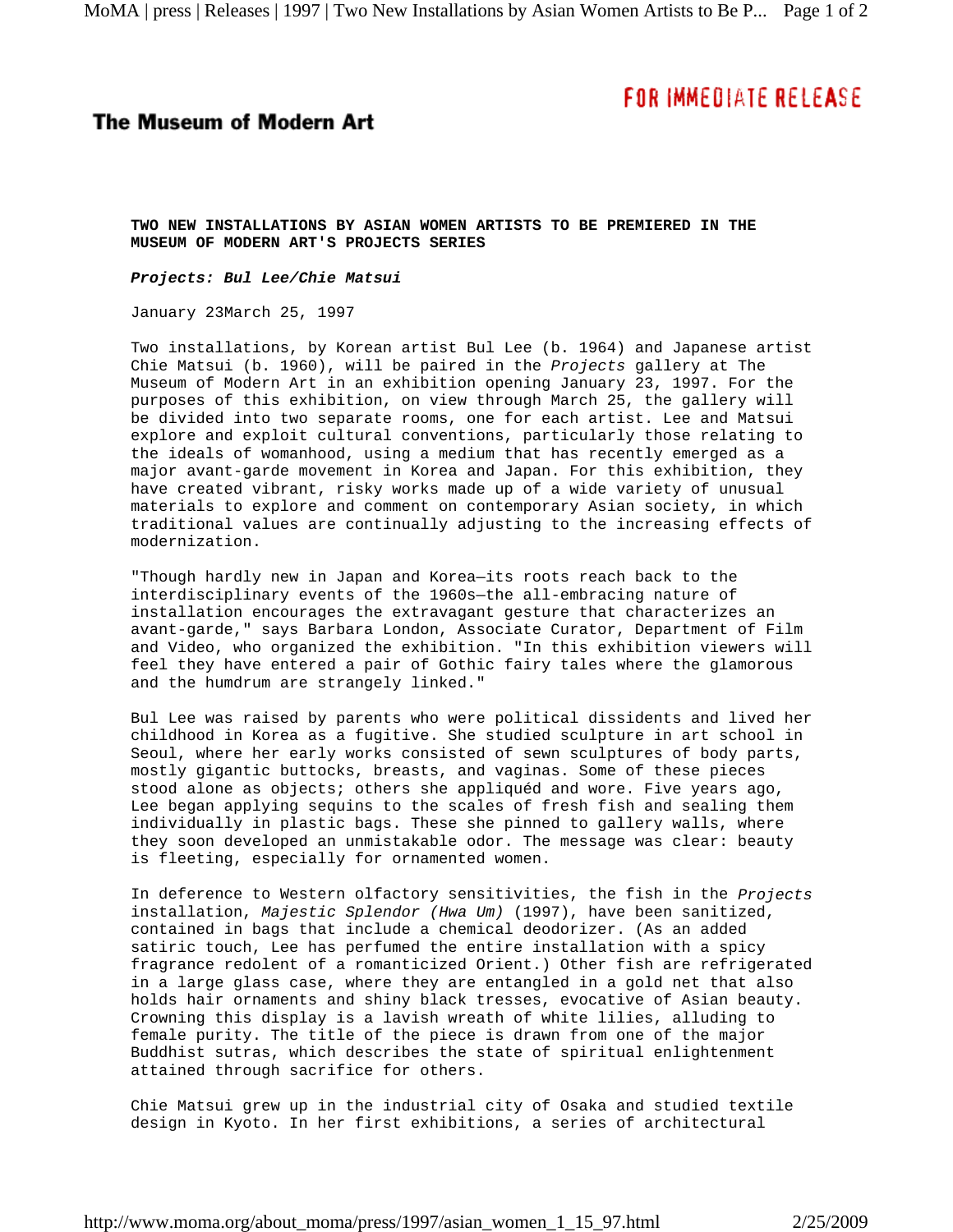# The Museum of Modern Art

FOR IMMEDIATE RELEASE

**TWO NEW INSTALLATIONS BY ASIAN WOMEN ARTISTS TO BE PREMIERED IN THE MUSEUM OF MODERN ART'S PROJECTS SERIES**

***Projects: Bul Lee/Chie Matsui***

January 23March 25, 1997

Two installations, by Korean artist Bul Lee (b. 1964) and Japanese artist Chie Matsui (b. 1960), will be paired in the *Projects* gallery at The Museum of Modern Art in an exhibition opening January 23, 1997. For the purposes of this exhibition, on view through March 25, the gallery will be divided into two separate rooms, one for each artist. Lee and Matsui explore and exploit cultural conventions, particularly those relating to the ideals of womanhood, using a medium that has recently emerged as a major avant-garde movement in Korea and Japan. For this exhibition, they have created vibrant, risky works made up of a wide variety of unusual materials to explore and comment on contemporary Asian society, in which traditional values are continually adjusting to the increasing effects of modernization.

"Though hardly new in Japan and Korea—its roots reach back to the interdisciplinary events of the 1960s—the all-embracing nature of installation encourages the extravagant gesture that characterizes an avant-garde," says Barbara London, Associate Curator, Department of Film and Video, who organized the exhibition. "In this exhibition viewers will feel they have entered a pair of Gothic fairy tales where the glamorous and the humdrum are strangely linked."

Bul Lee was raised by parents who were political dissidents and lived her childhood in Korea as a fugitive. She studied sculpture in art school in Seoul, where her early works consisted of sewn sculptures of body parts, mostly gigantic buttocks, breasts, and vaginas. Some of these pieces stood alone as objects; others she appliquéd and wore. Five years ago, Lee began applying sequins to the scales of fresh fish and sealing them individually in plastic bags. These she pinned to gallery walls, where they soon developed an unmistakable odor. The message was clear: beauty is fleeting, especially for ornamented women.

In deference to Western olfactory sensitivities, the fish in the *Projects* installation, *Majestic Splendor (Hwa Um)* (1997), have been sanitized, contained in bags that include a chemical deodorizer. (As an added satiric touch, Lee has perfumed the entire installation with a spicy fragrance redolent of a romanticized Orient.) Other fish are refrigerated in a large glass case, where they are entangled in a gold net that also holds hair ornaments and shiny black tresses, evocative of Asian beauty. Crowning this display is a lavish wreath of white lilies, alluding to female purity. The title of the piece is drawn from one of the major Buddhist sutras, which describes the state of spiritual enlightenment attained through sacrifice for others.

Chie Matsui grew up in the industrial city of Osaka and studied textile design in Kyoto. In her first exhibitions, a series of architectural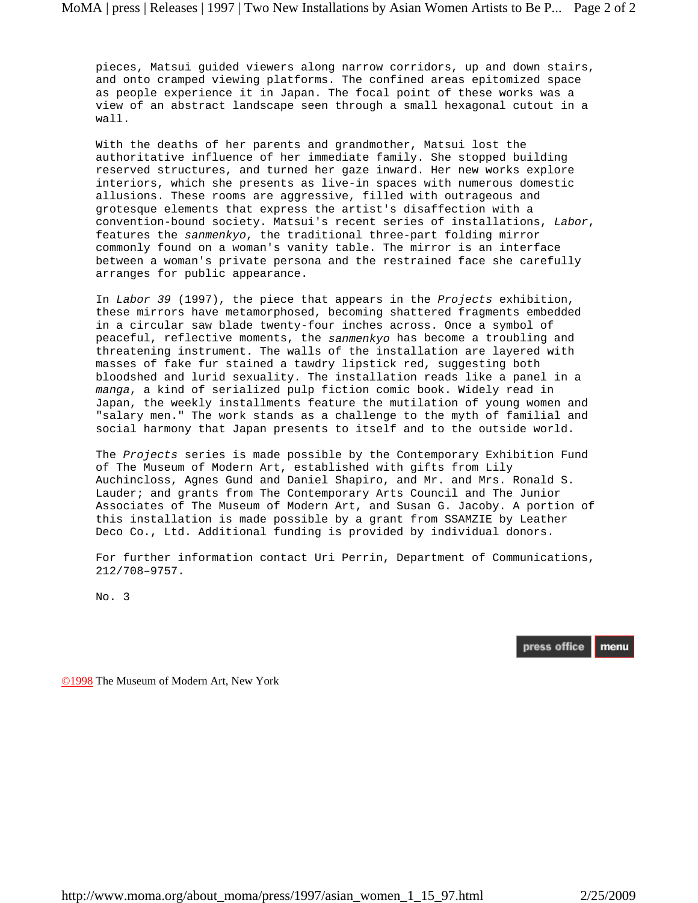pieces, Matsui guided viewers along narrow corridors, up and down stairs, and onto cramped viewing platforms. The confined areas epitomized space as people experience it in Japan. The focal point of these works was a view of an abstract landscape seen through a small hexagonal cutout in a wall.

With the deaths of her parents and grandmother, Matsui lost the authoritative influence of her immediate family. She stopped building reserved structures, and turned her gaze inward. Her new works explore interiors, which she presents as live-in spaces with numerous domestic allusions. These rooms are aggressive, filled with outrageous and grotesque elements that express the artist's disaffection with a convention-bound society. Matsui's recent series of installations, *Labor*, features the *sanmenkyo*, the traditional three-part folding mirror commonly found on a woman's vanity table. The mirror is an interface between a woman's private persona and the restrained face she carefully arranges for public appearance.

In *Labor 39* (1997), the piece that appears in the *Projects* exhibition, these mirrors have metamorphosed, becoming shattered fragments embedded in a circular saw blade twenty-four inches across. Once a symbol of peaceful, reflective moments, the *sanmenkyo* has become a troubling and threatening instrument. The walls of the installation are layered with masses of fake fur stained a tawdry lipstick red, suggesting both bloodshed and lurid sexuality. The installation reads like a panel in a *manga*, a kind of serialized pulp fiction comic book. Widely read in Japan, the weekly installments feature the mutilation of young women and "salary men." The work stands as a challenge to the myth of familial and social harmony that Japan presents to itself and to the outside world.

The *Projects* series is made possible by the Contemporary Exhibition Fund of The Museum of Modern Art, established with gifts from Lily Auchincloss, Agnes Gund and Daniel Shapiro, and Mr. and Mrs. Ronald S. Lauder; and grants from The Contemporary Arts Council and The Junior Associates of The Museum of Modern Art, and Susan G. Jacoby. A portion of this installation is made possible by a grant from SSAMZIE by Leather Deco Co., Ltd. Additional funding is provided by individual donors.

For further information contact Uri Perrin, Department of Communications, 212/708-9757.

No. 3

press office | menu

©1998 The Museum of Modern Art, New York